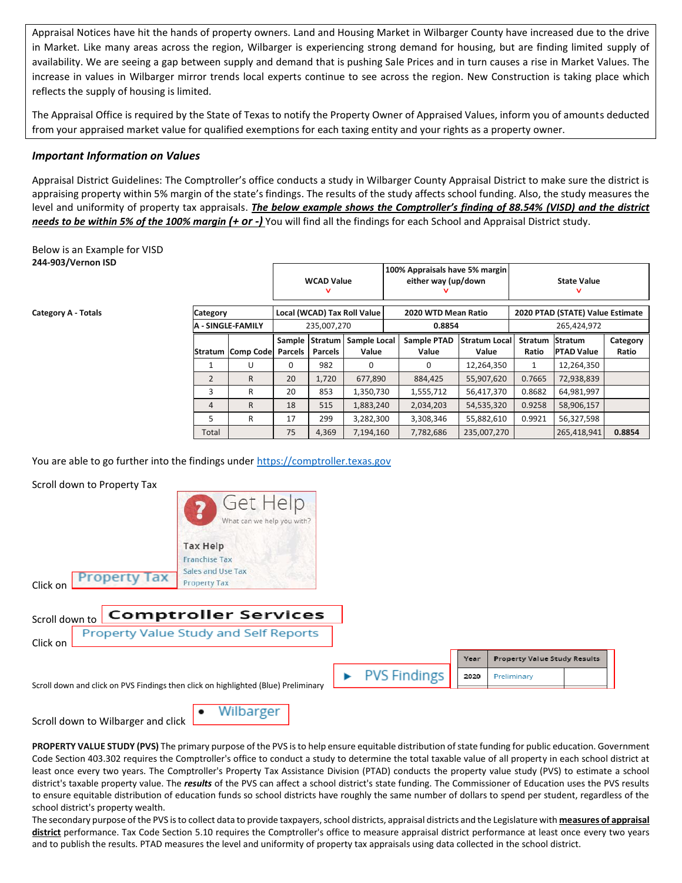Appraisal Notices have hit the hands of property owners. Land and Housing Market in Wilbarger County have increased due to the drive in Market. Like many areas across the region, Wilbarger is experiencing strong demand for housing, but are finding limited supply of availability. We are seeing a gap between supply and demand that is pushing Sale Prices and in turn causes a rise in Market Values. The increase in values in Wilbarger mirror trends local experts continue to see across the region. New Construction is taking place which reflects the supply of housing is limited.

The Appraisal Office is required by the State of Texas to notify the Property Owner of Appraised Values, inform you of amounts deducted from your appraised market value for qualified exemptions for each taxing entity and your rights as a property owner.

### *Important Information on Values*

Appraisal District Guidelines: The Comptroller's office conducts a study in Wilbarger County Appraisal District to make sure the district is appraising property within 5% margin of the state's findings. The results of the study affects school funding. Also, the study measures the level and uniformity of property tax appraisals. ***The below example shows the Comptroller's finding of 88.54% (VISD) and the district needs to be within 5% of the 100% margin (+ or -)*** You will find all the findings for each School and Appraisal District study.

Below is an Example for VISD
**244-903/Vernon ISD**

**Category A - Totals**

| WCAD Value ˅ | 100% Appraisals have 5% margin either way (up/down ˅ | State Value ˅ |
|---|---|---|

| Category | Local (WCAD) Tax Roll Value | 2020 WTD Mean Ratio | 2020 PTAD (STATE) Value Estimate |
|---|---|---|---|
| A - SINGLE-FAMILY | 235,007,270 | 0.8854 | 265,424,972 |

| Stratum | Comp Code | Sample Parcels | Stratum Parcels | Sample Local Value | Sample PTAD Value | Stratum Local Value | Stratum Ratio | Stratum PTAD Value | Category Ratio |
|---|---|---|---|---|---|---|---|---|---|
| 1 | U | 0 | 982 | 0 | 0 | 12,264,350 | 1 | 12,264,350 | |
| 2 | R | 20 | 1,720 | 677,890 | 884,425 | 55,907,620 | 0.7665 | 72,938,839 | |
| 3 | R | 20 | 853 | 1,350,730 | 1,555,712 | 56,417,370 | 0.8682 | 64,981,997 | |
| 4 | R | 18 | 515 | 1,883,240 | 2,034,203 | 54,535,320 | 0.9258 | 58,906,157 | |
| 5 | R | 17 | 299 | 3,282,300 | 3,308,346 | 55,882,610 | 0.9921 | 56,327,598 | |
| Total | | 75 | 4,369 | 7,194,160 | 7,782,686 | 235,007,270 | | 265,418,941 | **0.8854** |

You are able to go further into the findings under https://comptroller.texas.gov

Scroll down to Property Tax

Get Help
What can we help you with?

Tax Help
Franchise Tax
Sales and Use Tax
Property Tax

Click on Property Tax

Scroll down to Comptroller Services

Click on Property Value Study and Self Reports

Scroll down and click on PVS Findings then click on highlighted (Blue) Preliminary

▶ PVS Findings

| Year | Property Value Study Results |
|---|---|
| 2020 | Preliminary |

Scroll down to Wilbarger and click • Wilbarger

**PROPERTY VALUE STUDY (PVS)** The primary purpose of the PVS is to help ensure equitable distribution of state funding for public education. Government Code Section 403.302 requires the Comptroller's office to conduct a study to determine the total taxable value of all property in each school district at least once every two years. The Comptroller's Property Tax Assistance Division (PTAD) conducts the property value study (PVS) to estimate a school district's taxable property value. The ***results*** of the PVS can affect a school district's state funding. The Commissioner of Education uses the PVS results to ensure equitable distribution of education funds so school districts have roughly the same number of dollars to spend per student, regardless of the school district's property wealth.

The secondary purpose of the PVS is to collect data to provide taxpayers, school districts, appraisal districts and the Legislature with **measures of appraisal district** performance. Tax Code Section 5.10 requires the Comptroller's office to measure appraisal district performance at least once every two years and to publish the results. PTAD measures the level and uniformity of property tax appraisals using data collected in the school district.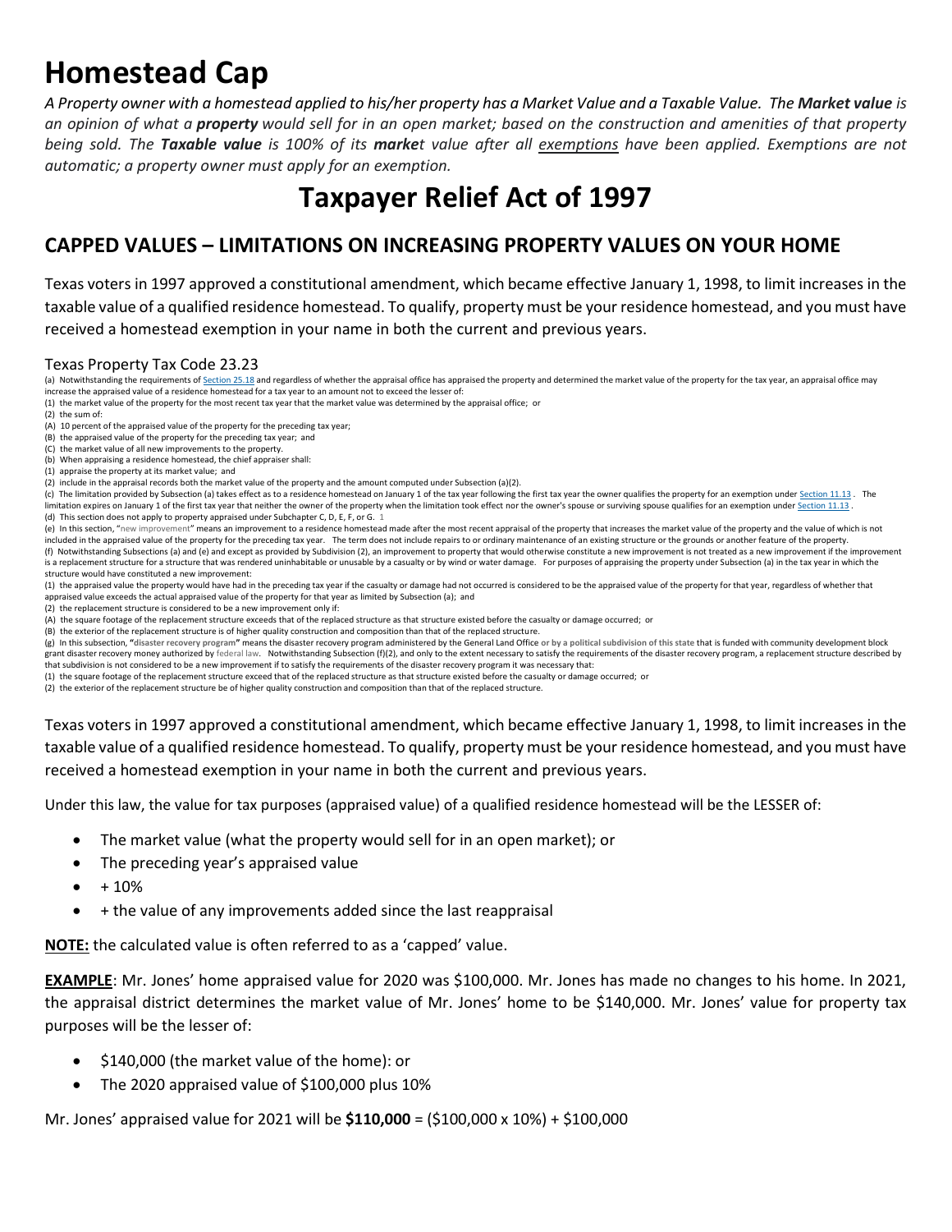# Homestead Cap

*A Property owner with a homestead applied to his/her property has a Market Value and a Taxable Value. The **Market value** is an opinion of what a **property** would sell for in an open market; based on the construction and amenities of that property being sold. The **Taxable value** is 100% of its **marke**t value after all exemptions have been applied. Exemptions are not automatic; a property owner must apply for an exemption.*

# Taxpayer Relief Act of 1997

## CAPPED VALUES – LIMITATIONS ON INCREASING PROPERTY VALUES ON YOUR HOME

Texas voters in 1997 approved a constitutional amendment, which became effective January 1, 1998, to limit increases in the taxable value of a qualified residence homestead. To qualify, property must be your residence homestead, and you must have received a homestead exemption in your name in both the current and previous years.

### Texas Property Tax Code 23.23

(a) Notwithstanding the requirements of Section 25.18 and regardless of whether the appraisal office has appraised the property and determined the market value of the property for the tax year, an appraisal office may increase the appraised value of a residence homestead for a tax year to an amount not to exceed the lesser of:

(1) the market value of the property for the most recent tax year that the market value was determined by the appraisal office; or

(2) the sum of:

(A) 10 percent of the appraised value of the property for the preceding tax year;

(B) the appraised value of the property for the preceding tax year; and

(C) the market value of all new improvements to the property.

(b) When appraising a residence homestead, the chief appraiser shall:

(1) appraise the property at its market value; and

(2) include in the appraisal records both the market value of the property and the amount computed under Subsection (a)(2).

(c) The limitation provided by Subsection (a) takes effect as to a residence homestead on January 1 of the tax year following the first tax year the owner qualifies the property for an exemption under Section 11.13. The limitation expires on January 1 of the first tax year that neither the owner of the property when the limitation took effect nor the owner's spouse or surviving spouse qualifies for an exemption under Section 11.13.

(d) This section does not apply to property appraised under Subchapter C, D, E, F, or G. 1

(e) In this section, "new improvement" means an improvement to a residence homestead made after the most recent appraisal of the property that increases the market value of the property and the value of which is not included in the appraised value of the property for the preceding tax year. The term does not include repairs to or ordinary maintenance of an existing structure or the grounds or another feature of the property.

(f) Notwithstanding Subsections (a) and (e) and except as provided by Subdivision (2), an improvement to property that would otherwise constitute a new improvement is not treated as a new improvement if the improvement is a replacement structure for a structure that was rendered uninhabitable or unusable by a casualty or by wind or water damage. For purposes of appraising the property under Subsection (a) in the tax year in which the structure would have constituted a new improvement:

(1) the appraised value the property would have had in the preceding tax year if the casualty or damage had not occurred is considered to be the appraised value of the property for that year, regardless of whether that appraised value exceeds the actual appraised value of the property for that year as limited by Subsection (a); and

(2) the replacement structure is considered to be a new improvement only if:

(A) the square footage of the replacement structure exceeds that of the replaced structure as that structure existed before the casualty or damage occurred; or

(B) the exterior of the replacement structure is of higher quality construction and composition than that of the replaced structure.

(g) In this subsection, "disaster recovery program" means the disaster recovery program administered by the General Land Office or by a political subdivision of this state that is funded with community development block grant disaster recovery money authorized by federal law. Notwithstanding Subsection (f)(2), and only to the extent necessary to satisfy the requirements of the disaster recovery program, a replacement structure described by that subdivision is not considered to be a new improvement if to satisfy the requirements of the disaster recovery program it was necessary that:

(1) the square footage of the replacement structure exceed that of the replaced structure as that structure existed before the casualty or damage occurred; or

(2) the exterior of the replacement structure be of higher quality construction and composition than that of the replaced structure.

Texas voters in 1997 approved a constitutional amendment, which became effective January 1, 1998, to limit increases in the taxable value of a qualified residence homestead. To qualify, property must be your residence homestead, and you must have received a homestead exemption in your name in both the current and previous years.

Under this law, the value for tax purposes (appraised value) of a qualified residence homestead will be the LESSER of:

- The market value (what the property would sell for in an open market); or
- The preceding year's appraised value
- + 10%
- + the value of any improvements added since the last reappraisal

**NOTE:** the calculated value is often referred to as a 'capped' value.

**EXAMPLE**: Mr. Jones' home appraised value for 2020 was $100,000. Mr. Jones has made no changes to his home. In 2021, the appraisal district determines the market value of Mr. Jones' home to be $140,000. Mr. Jones' value for property tax purposes will be the lesser of:

- $140,000 (the market value of the home): or
- The 2020 appraised value of $100,000 plus 10%

Mr. Jones' appraised value for 2021 will be **$110,000** = ($100,000 x 10%) + $100,000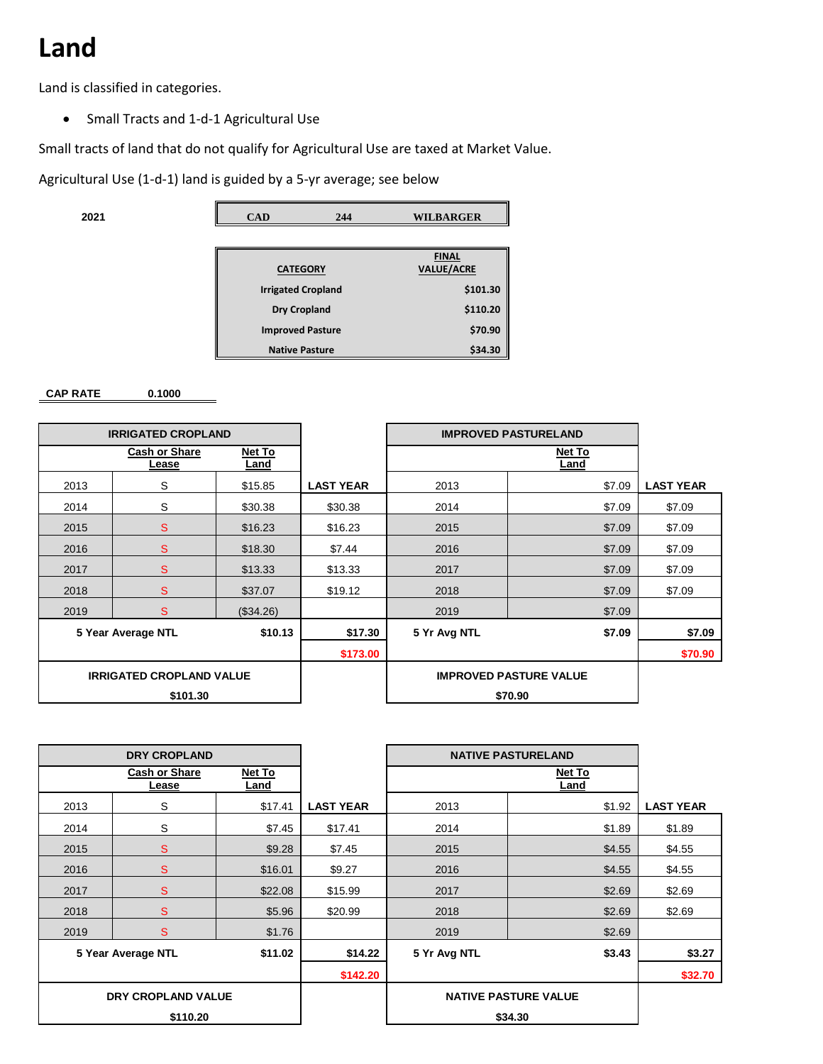# Land

Land is classified in categories.

- Small Tracts and 1-d-1 Agricultural Use

Small tracts of land that do not qualify for Agricultural Use are taxed at Market Value.

Agricultural Use (1-d-1) land is guided by a 5-yr average; see below

**2021**

| CAD | 244 | WILBARGER |
|---|---|---|

| CATEGORY | FINAL VALUE/ACRE |
|---|---|
| Irrigated Cropland | $101.30 |
| Dry Cropland | $110.20 |
| Improved Pasture | $70.90 |
| Native Pasture | $34.30 |

**CAP RATE** 0.1000

| IRRIGATED CROPLAND | | | |
|---|---|---|---|
| | Cash or Share Lease | Net To Land | |
| 2013 | S | $15.85 | LAST YEAR |
| 2014 | S | $30.38 | $30.38 |
| 2015 | S | $16.23 | $16.23 |
| 2016 | S | $18.30 | $7.44 |
| 2017 | S | $13.33 | $13.33 |
| 2018 | S | $37.07 | $19.12 |
| 2019 | S | ($34.26) | |
| 5 Year Average NTL | | $10.13 | $17.30 |
| | | | $173.00 |
| IRRIGATED CROPLAND VALUE | | | |
| $101.30 | | | |

| IMPROVED PASTURELAND | | |
|---|---|---|
| | Net To Land | |
| 2013 | $7.09 | LAST YEAR |
| 2014 | $7.09 | $7.09 |
| 2015 | $7.09 | $7.09 |
| 2016 | $7.09 | $7.09 |
| 2017 | $7.09 | $7.09 |
| 2018 | $7.09 | $7.09 |
| 2019 | $7.09 | |
| 5 Yr Avg NTL | $7.09 | $7.09 |
| | | $70.90 |
| IMPROVED PASTURE VALUE | | |
| $70.90 | | |

| DRY CROPLAND | | | |
|---|---|---|---|
| | Cash or Share Lease | Net To Land | |
| 2013 | S | $17.41 | LAST YEAR |
| 2014 | S | $7.45 | $17.41 |
| 2015 | S | $9.28 | $7.45 |
| 2016 | S | $16.01 | $9.27 |
| 2017 | S | $22.08 | $15.99 |
| 2018 | S | $5.96 | $20.99 |
| 2019 | S | $1.76 | |
| 5 Year Average NTL | | $11.02 | $14.22 |
| | | | $142.20 |
| DRY CROPLAND VALUE | | | |
| $110.20 | | | |

| NATIVE PASTURELAND | | |
|---|---|---|
| | Net To Land | |
| 2013 | $1.92 | LAST YEAR |
| 2014 | $1.89 | $1.89 |
| 2015 | $4.55 | $4.55 |
| 2016 | $4.55 | $4.55 |
| 2017 | $2.69 | $2.69 |
| 2018 | $2.69 | $2.69 |
| 2019 | $2.69 | |
| 5 Yr Avg NTL | $3.43 | $3.27 |
| | | $32.70 |
| NATIVE PASTURE VALUE | | |
| $34.30 | | |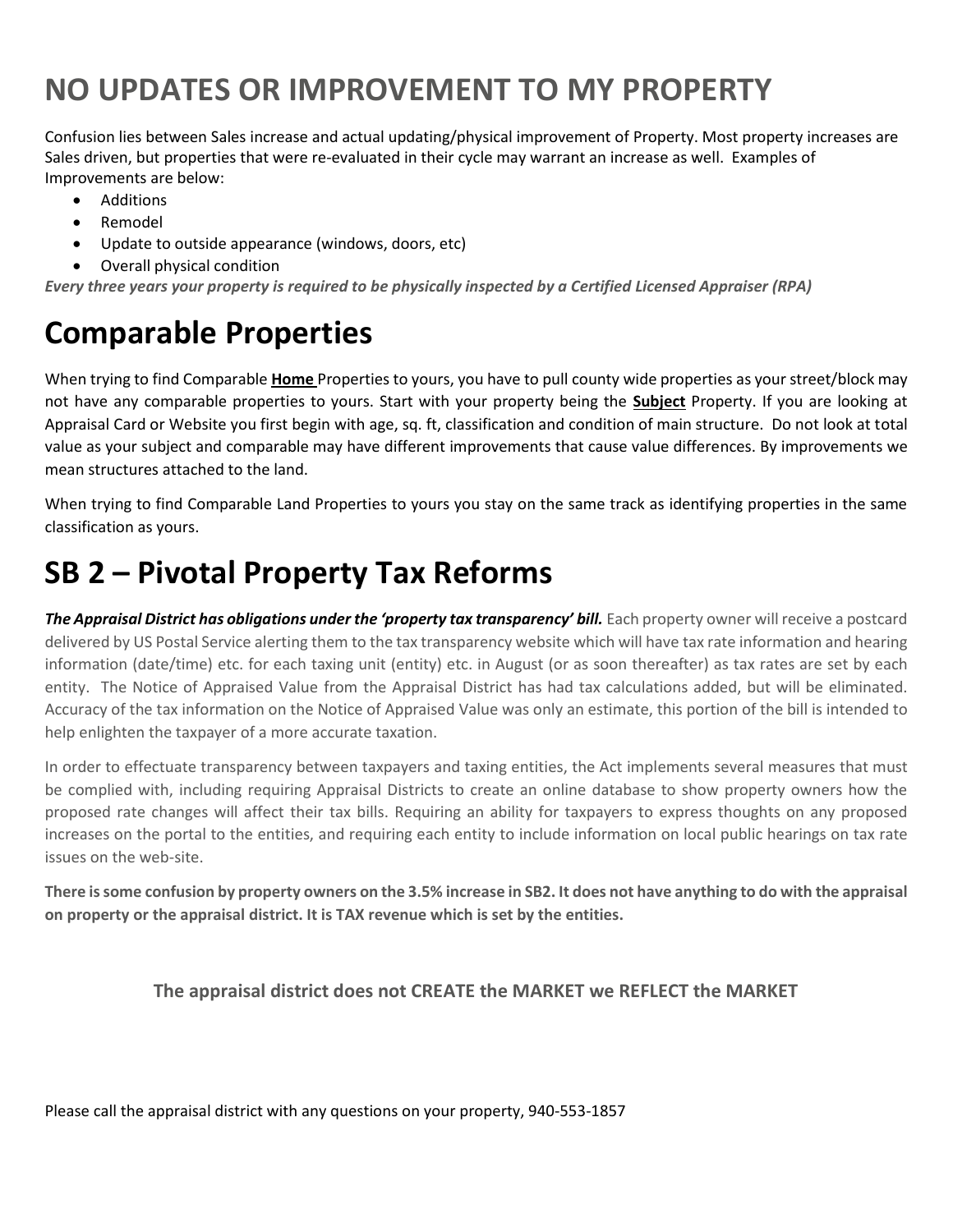# NO UPDATES OR IMPROVEMENT TO MY PROPERTY

Confusion lies between Sales increase and actual updating/physical improvement of Property. Most property increases are Sales driven, but properties that were re-evaluated in their cycle may warrant an increase as well. Examples of Improvements are below:

- Additions
- Remodel
- Update to outside appearance (windows, doors, etc)
- Overall physical condition

***Every three years your property is required to be physically inspected by a Certified Licensed Appraiser (RPA)***

# Comparable Properties

When trying to find Comparable **Home** Properties to yours, you have to pull county wide properties as your street/block may not have any comparable properties to yours. Start with your property being the **Subject** Property. If you are looking at Appraisal Card or Website you first begin with age, sq. ft, classification and condition of main structure. Do not look at total value as your subject and comparable may have different improvements that cause value differences. By improvements we mean structures attached to the land.

When trying to find Comparable Land Properties to yours you stay on the same track as identifying properties in the same classification as yours.

# SB 2 – Pivotal Property Tax Reforms

***The Appraisal District has obligations under the 'property tax transparency' bill.*** Each property owner will receive a postcard delivered by US Postal Service alerting them to the tax transparency website which will have tax rate information and hearing information (date/time) etc. for each taxing unit (entity) etc. in August (or as soon thereafter) as tax rates are set by each entity. The Notice of Appraised Value from the Appraisal District has had tax calculations added, but will be eliminated. Accuracy of the tax information on the Notice of Appraised Value was only an estimate, this portion of the bill is intended to help enlighten the taxpayer of a more accurate taxation.

In order to effectuate transparency between taxpayers and taxing entities, the Act implements several measures that must be complied with, including requiring Appraisal Districts to create an online database to show property owners how the proposed rate changes will affect their tax bills. Requiring an ability for taxpayers to express thoughts on any proposed increases on the portal to the entities, and requiring each entity to include information on local public hearings on tax rate issues on the web-site.

**There is some confusion by property owners on the 3.5% increase in SB2. It does not have anything to do with the appraisal on property or the appraisal district. It is TAX revenue which is set by the entities.**

**The appraisal district does not CREATE the MARKET we REFLECT the MARKET**

Please call the appraisal district with any questions on your property, 940-553-1857